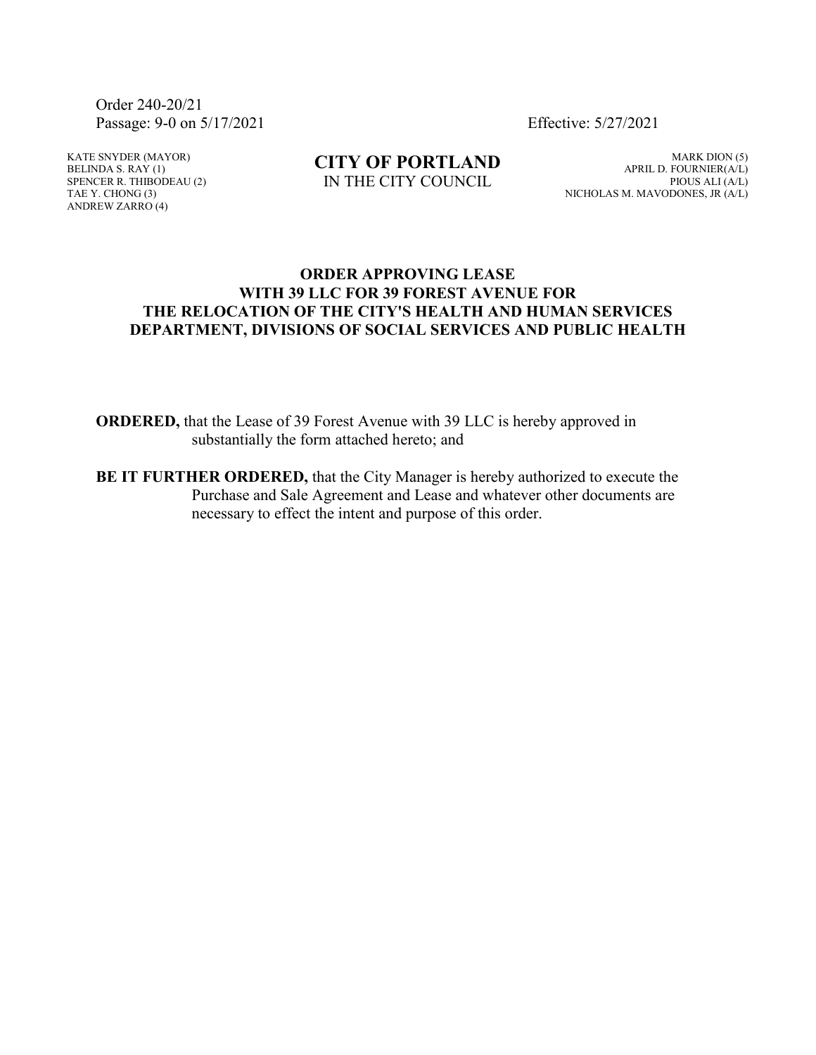Order 240-20/21
Passage: 9-0 on 5/17/2021

Effective: 5/27/2021

KATE SNYDER (MAYOR)
BELINDA S. RAY (1)
SPENCER R. THIBODEAU (2)
TAE Y. CHONG (3)
ANDREW ZARRO (4)

**CITY OF PORTLAND**
IN THE CITY COUNCIL

MARK DION (5)
APRIL D. FOURNIER(A/L)
PIOUS ALI (A/L)
NICHOLAS M. MAVODONES, JR (A/L)

## ORDER APPROVING LEASE WITH 39 LLC FOR 39 FOREST AVENUE FOR THE RELOCATION OF THE CITY'S HEALTH AND HUMAN SERVICES DEPARTMENT, DIVISIONS OF SOCIAL SERVICES AND PUBLIC HEALTH

**ORDERED,** that the Lease of 39 Forest Avenue with 39 LLC is hereby approved in substantially the form attached hereto; and

**BE IT FURTHER ORDERED,** that the City Manager is hereby authorized to execute the Purchase and Sale Agreement and Lease and whatever other documents are necessary to effect the intent and purpose of this order.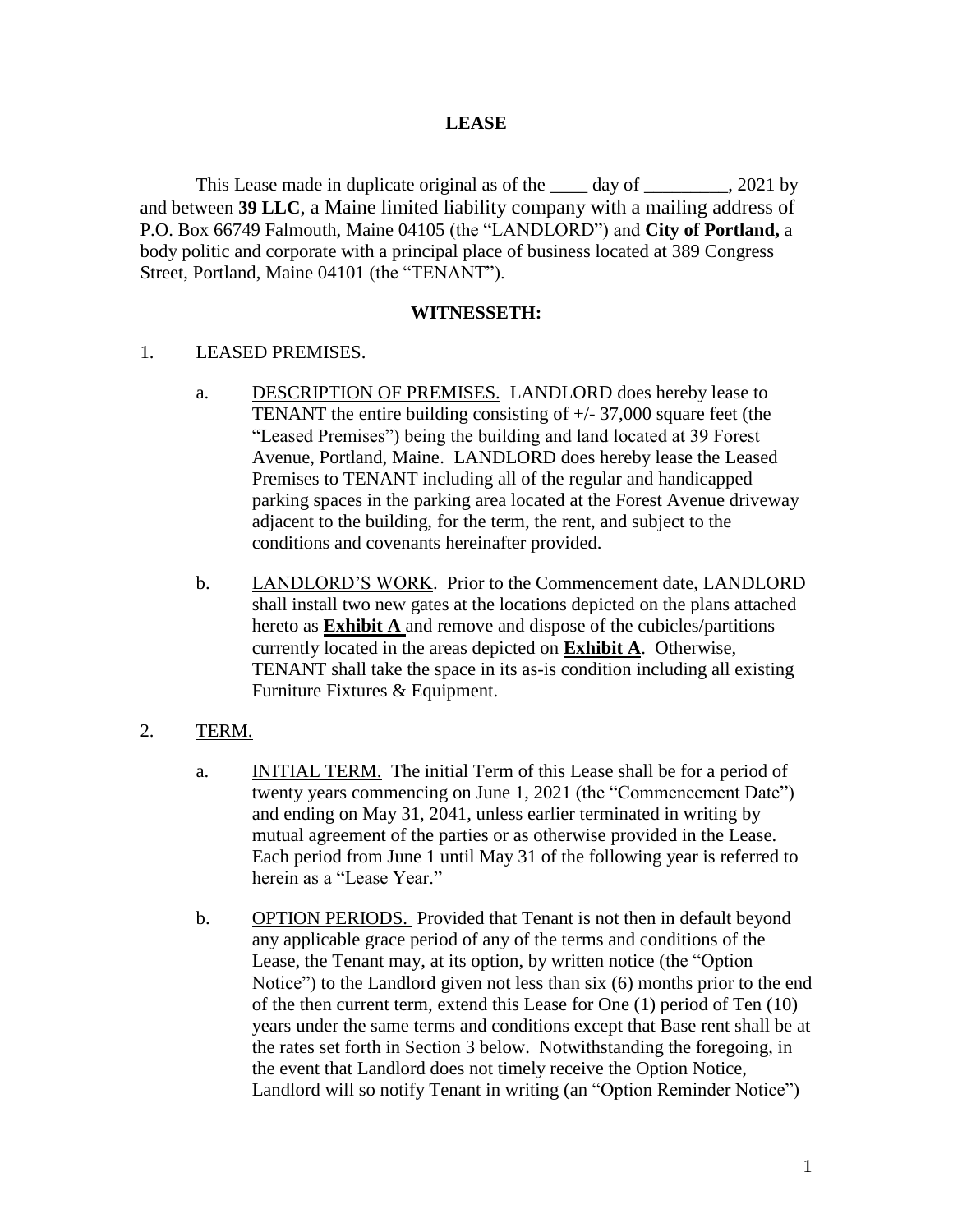**LEASE**

This Lease made in duplicate original as of the ____ day of _________, 2021 by and between **39 LLC**, a Maine limited liability company with a mailing address of P.O. Box 66749 Falmouth, Maine 04105 (the "LANDLORD") and **City of Portland,** a body politic and corporate with a principal place of business located at 389 Congress Street, Portland, Maine 04101 (the "TENANT").

**WITNESSETH:**

1. LEASED PREMISES.

   a. DESCRIPTION OF PREMISES. LANDLORD does hereby lease to TENANT the entire building consisting of +/- 37,000 square feet (the "Leased Premises") being the building and land located at 39 Forest Avenue, Portland, Maine. LANDLORD does hereby lease the Leased Premises to TENANT including all of the regular and handicapped parking spaces in the parking area located at the Forest Avenue driveway adjacent to the building, for the term, the rent, and subject to the conditions and covenants hereinafter provided.

   b. LANDLORD'S WORK. Prior to the Commencement date, LANDLORD shall install two new gates at the locations depicted on the plans attached hereto as **Exhibit A** and remove and dispose of the cubicles/partitions currently located in the areas depicted on **Exhibit A**. Otherwise, TENANT shall take the space in its as-is condition including all existing Furniture Fixtures & Equipment.

2. TERM.

   a. INITIAL TERM. The initial Term of this Lease shall be for a period of twenty years commencing on June 1, 2021 (the "Commencement Date") and ending on May 31, 2041, unless earlier terminated in writing by mutual agreement of the parties or as otherwise provided in the Lease. Each period from June 1 until May 31 of the following year is referred to herein as a "Lease Year."

   b. OPTION PERIODS. Provided that Tenant is not then in default beyond any applicable grace period of any of the terms and conditions of the Lease, the Tenant may, at its option, by written notice (the "Option Notice") to the Landlord given not less than six (6) months prior to the end of the then current term, extend this Lease for One (1) period of Ten (10) years under the same terms and conditions except that Base rent shall be at the rates set forth in Section 3 below. Notwithstanding the foregoing, in the event that Landlord does not timely receive the Option Notice, Landlord will so notify Tenant in writing (an "Option Reminder Notice")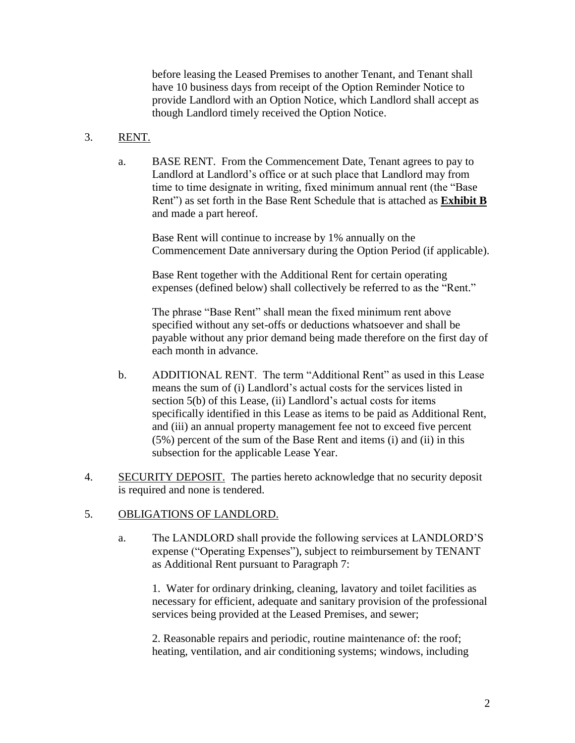before leasing the Leased Premises to another Tenant, and Tenant shall have 10 business days from receipt of the Option Reminder Notice to provide Landlord with an Option Notice, which Landlord shall accept as though Landlord timely received the Option Notice.

3. RENT.

a. BASE RENT. From the Commencement Date, Tenant agrees to pay to Landlord at Landlord's office or at such place that Landlord may from time to time designate in writing, fixed minimum annual rent (the "Base Rent") as set forth in the Base Rent Schedule that is attached as **Exhibit B** and made a part hereof.

Base Rent will continue to increase by 1% annually on the Commencement Date anniversary during the Option Period (if applicable).

Base Rent together with the Additional Rent for certain operating expenses (defined below) shall collectively be referred to as the "Rent."

The phrase "Base Rent" shall mean the fixed minimum rent above specified without any set-offs or deductions whatsoever and shall be payable without any prior demand being made therefore on the first day of each month in advance.

b. ADDITIONAL RENT. The term "Additional Rent" as used in this Lease means the sum of (i) Landlord's actual costs for the services listed in section 5(b) of this Lease, (ii) Landlord's actual costs for items specifically identified in this Lease as items to be paid as Additional Rent, and (iii) an annual property management fee not to exceed five percent (5%) percent of the sum of the Base Rent and items (i) and (ii) in this subsection for the applicable Lease Year.

4. SECURITY DEPOSIT. The parties hereto acknowledge that no security deposit is required and none is tendered.

5. OBLIGATIONS OF LANDLORD.

a. The LANDLORD shall provide the following services at LANDLORD'S expense ("Operating Expenses"), subject to reimbursement by TENANT as Additional Rent pursuant to Paragraph 7:

1. Water for ordinary drinking, cleaning, lavatory and toilet facilities as necessary for efficient, adequate and sanitary provision of the professional services being provided at the Leased Premises, and sewer;

2. Reasonable repairs and periodic, routine maintenance of: the roof; heating, ventilation, and air conditioning systems; windows, including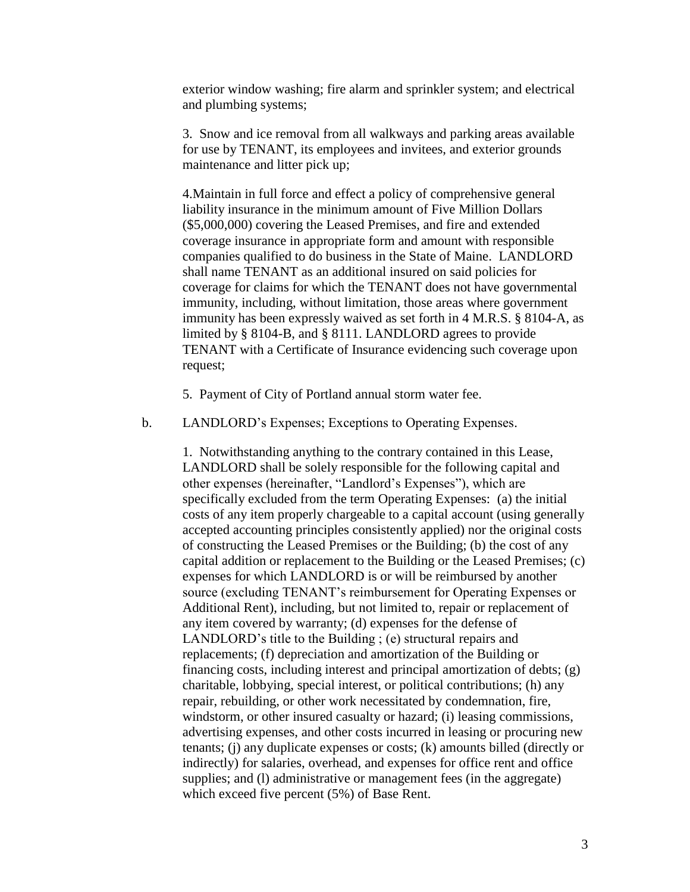exterior window washing; fire alarm and sprinkler system; and electrical and plumbing systems;

3. Snow and ice removal from all walkways and parking areas available for use by TENANT, its employees and invitees, and exterior grounds maintenance and litter pick up;

4.Maintain in full force and effect a policy of comprehensive general liability insurance in the minimum amount of Five Million Dollars ($5,000,000) covering the Leased Premises, and fire and extended coverage insurance in appropriate form and amount with responsible companies qualified to do business in the State of Maine. LANDLORD shall name TENANT as an additional insured on said policies for coverage for claims for which the TENANT does not have governmental immunity, including, without limitation, those areas where government immunity has been expressly waived as set forth in 4 M.R.S. § 8104-A, as limited by § 8104-B, and § 8111. LANDLORD agrees to provide TENANT with a Certificate of Insurance evidencing such coverage upon request;

5. Payment of City of Portland annual storm water fee.

b. LANDLORD's Expenses; Exceptions to Operating Expenses.

1. Notwithstanding anything to the contrary contained in this Lease, LANDLORD shall be solely responsible for the following capital and other expenses (hereinafter, "Landlord's Expenses"), which are specifically excluded from the term Operating Expenses: (a) the initial costs of any item properly chargeable to a capital account (using generally accepted accounting principles consistently applied) nor the original costs of constructing the Leased Premises or the Building; (b) the cost of any capital addition or replacement to the Building or the Leased Premises; (c) expenses for which LANDLORD is or will be reimbursed by another source (excluding TENANT's reimbursement for Operating Expenses or Additional Rent), including, but not limited to, repair or replacement of any item covered by warranty; (d) expenses for the defense of LANDLORD's title to the Building ; (e) structural repairs and replacements; (f) depreciation and amortization of the Building or financing costs, including interest and principal amortization of debts; (g) charitable, lobbying, special interest, or political contributions; (h) any repair, rebuilding, or other work necessitated by condemnation, fire, windstorm, or other insured casualty or hazard; (i) leasing commissions, advertising expenses, and other costs incurred in leasing or procuring new tenants; (j) any duplicate expenses or costs; (k) amounts billed (directly or indirectly) for salaries, overhead, and expenses for office rent and office supplies; and (l) administrative or management fees (in the aggregate) which exceed five percent (5%) of Base Rent.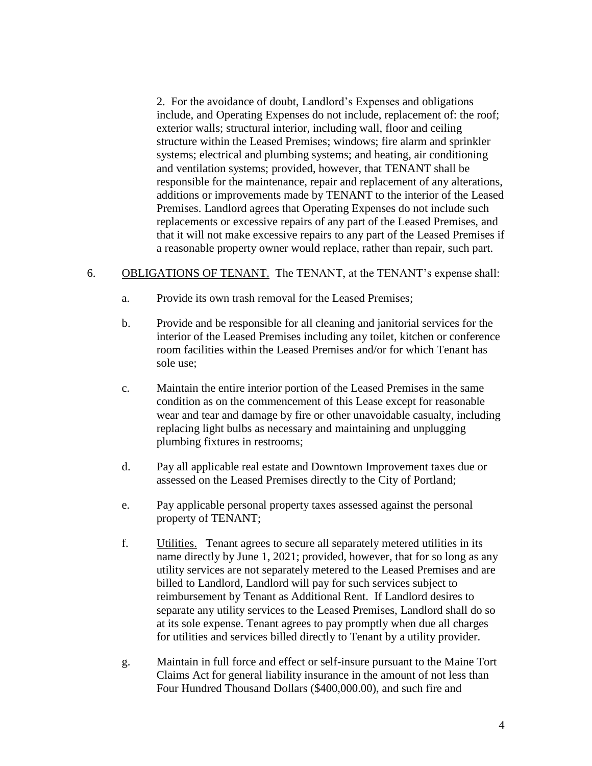2. For the avoidance of doubt, Landlord's Expenses and obligations include, and Operating Expenses do not include, replacement of: the roof; exterior walls; structural interior, including wall, floor and ceiling structure within the Leased Premises; windows; fire alarm and sprinkler systems; electrical and plumbing systems; and heating, air conditioning and ventilation systems; provided, however, that TENANT shall be responsible for the maintenance, repair and replacement of any alterations, additions or improvements made by TENANT to the interior of the Leased Premises. Landlord agrees that Operating Expenses do not include such replacements or excessive repairs of any part of the Leased Premises, and that it will not make excessive repairs to any part of the Leased Premises if a reasonable property owner would replace, rather than repair, such part.

6. <u>OBLIGATIONS OF TENANT.</u> The TENANT, at the TENANT's expense shall:

   a. Provide its own trash removal for the Leased Premises;

   b. Provide and be responsible for all cleaning and janitorial services for the interior of the Leased Premises including any toilet, kitchen or conference room facilities within the Leased Premises and/or for which Tenant has sole use;

   c. Maintain the entire interior portion of the Leased Premises in the same condition as on the commencement of this Lease except for reasonable wear and tear and damage by fire or other unavoidable casualty, including replacing light bulbs as necessary and maintaining and unplugging plumbing fixtures in restrooms;

   d. Pay all applicable real estate and Downtown Improvement taxes due or assessed on the Leased Premises directly to the City of Portland;

   e. Pay applicable personal property taxes assessed against the personal property of TENANT;

   f. <u>Utilities.</u> Tenant agrees to secure all separately metered utilities in its name directly by June 1, 2021; provided, however, that for so long as any utility services are not separately metered to the Leased Premises and are billed to Landlord, Landlord will pay for such services subject to reimbursement by Tenant as Additional Rent. If Landlord desires to separate any utility services to the Leased Premises, Landlord shall do so at its sole expense. Tenant agrees to pay promptly when due all charges for utilities and services billed directly to Tenant by a utility provider.

   g. Maintain in full force and effect or self-insure pursuant to the Maine Tort Claims Act for general liability insurance in the amount of not less than Four Hundred Thousand Dollars ($400,000.00), and such fire and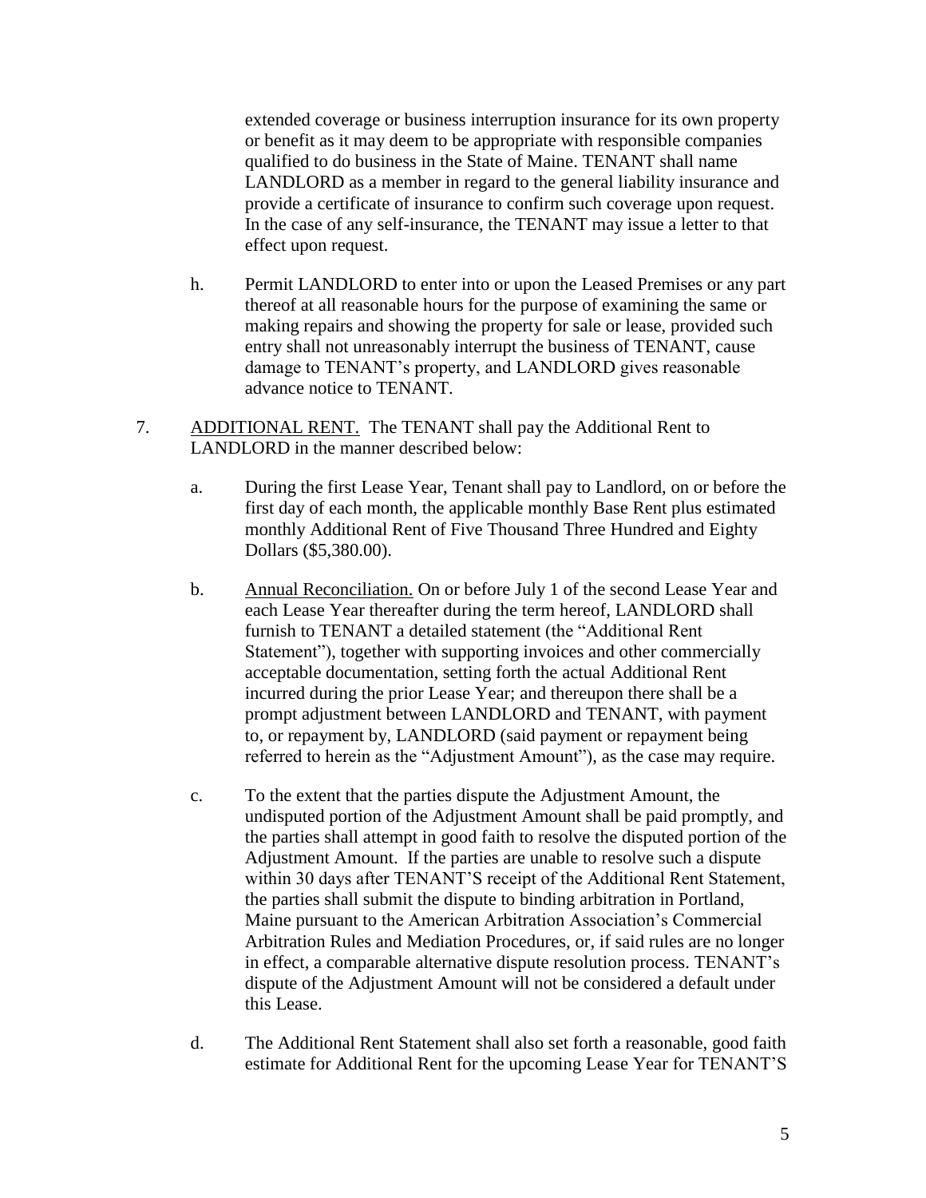extended coverage or business interruption insurance for its own property or benefit as it may deem to be appropriate with responsible companies qualified to do business in the State of Maine. TENANT shall name LANDLORD as a member in regard to the general liability insurance and provide a certificate of insurance to confirm such coverage upon request. In the case of any self-insurance, the TENANT may issue a letter to that effect upon request.

h. Permit LANDLORD to enter into or upon the Leased Premises or any part thereof at all reasonable hours for the purpose of examining the same or making repairs and showing the property for sale or lease, provided such entry shall not unreasonably interrupt the business of TENANT, cause damage to TENANT's property, and LANDLORD gives reasonable advance notice to TENANT.

7. ADDITIONAL RENT. The TENANT shall pay the Additional Rent to LANDLORD in the manner described below:

   a. During the first Lease Year, Tenant shall pay to Landlord, on or before the first day of each month, the applicable monthly Base Rent plus estimated monthly Additional Rent of Five Thousand Three Hundred and Eighty Dollars ($5,380.00).

   b. Annual Reconciliation. On or before July 1 of the second Lease Year and each Lease Year thereafter during the term hereof, LANDLORD shall furnish to TENANT a detailed statement (the "Additional Rent Statement"), together with supporting invoices and other commercially acceptable documentation, setting forth the actual Additional Rent incurred during the prior Lease Year; and thereupon there shall be a prompt adjustment between LANDLORD and TENANT, with payment to, or repayment by, LANDLORD (said payment or repayment being referred to herein as the "Adjustment Amount"), as the case may require.

   c. To the extent that the parties dispute the Adjustment Amount, the undisputed portion of the Adjustment Amount shall be paid promptly, and the parties shall attempt in good faith to resolve the disputed portion of the Adjustment Amount. If the parties are unable to resolve such a dispute within 30 days after TENANT'S receipt of the Additional Rent Statement, the parties shall submit the dispute to binding arbitration in Portland, Maine pursuant to the American Arbitration Association's Commercial Arbitration Rules and Mediation Procedures, or, if said rules are no longer in effect, a comparable alternative dispute resolution process. TENANT's dispute of the Adjustment Amount will not be considered a default under this Lease.

   d. The Additional Rent Statement shall also set forth a reasonable, good faith estimate for Additional Rent for the upcoming Lease Year for TENANT'S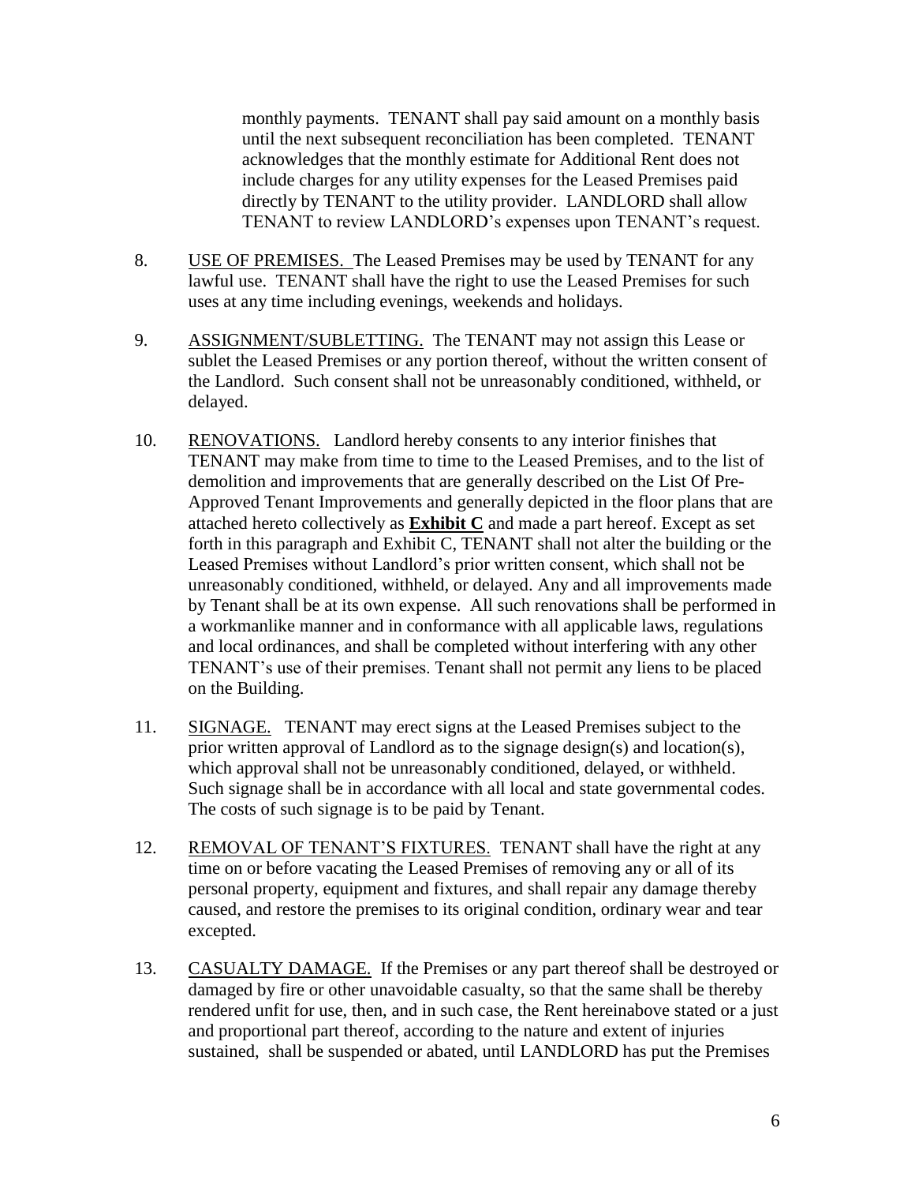monthly payments. TENANT shall pay said amount on a monthly basis until the next subsequent reconciliation has been completed. TENANT acknowledges that the monthly estimate for Additional Rent does not include charges for any utility expenses for the Leased Premises paid directly by TENANT to the utility provider. LANDLORD shall allow TENANT to review LANDLORD's expenses upon TENANT's request.

8. USE OF PREMISES. The Leased Premises may be used by TENANT for any lawful use. TENANT shall have the right to use the Leased Premises for such uses at any time including evenings, weekends and holidays.

9. ASSIGNMENT/SUBLETTING. The TENANT may not assign this Lease or sublet the Leased Premises or any portion thereof, without the written consent of the Landlord. Such consent shall not be unreasonably conditioned, withheld, or delayed.

10. RENOVATIONS. Landlord hereby consents to any interior finishes that TENANT may make from time to time to the Leased Premises, and to the list of demolition and improvements that are generally described on the List Of Pre-Approved Tenant Improvements and generally depicted in the floor plans that are attached hereto collectively as **Exhibit C** and made a part hereof. Except as set forth in this paragraph and Exhibit C, TENANT shall not alter the building or the Leased Premises without Landlord's prior written consent, which shall not be unreasonably conditioned, withheld, or delayed. Any and all improvements made by Tenant shall be at its own expense. All such renovations shall be performed in a workmanlike manner and in conformance with all applicable laws, regulations and local ordinances, and shall be completed without interfering with any other TENANT's use of their premises. Tenant shall not permit any liens to be placed on the Building.

11. SIGNAGE. TENANT may erect signs at the Leased Premises subject to the prior written approval of Landlord as to the signage design(s) and location(s), which approval shall not be unreasonably conditioned, delayed, or withheld. Such signage shall be in accordance with all local and state governmental codes. The costs of such signage is to be paid by Tenant.

12. REMOVAL OF TENANT'S FIXTURES. TENANT shall have the right at any time on or before vacating the Leased Premises of removing any or all of its personal property, equipment and fixtures, and shall repair any damage thereby caused, and restore the premises to its original condition, ordinary wear and tear excepted.

13. CASUALTY DAMAGE. If the Premises or any part thereof shall be destroyed or damaged by fire or other unavoidable casualty, so that the same shall be thereby rendered unfit for use, then, and in such case, the Rent hereinabove stated or a just and proportional part thereof, according to the nature and extent of injuries sustained, shall be suspended or abated, until LANDLORD has put the Premises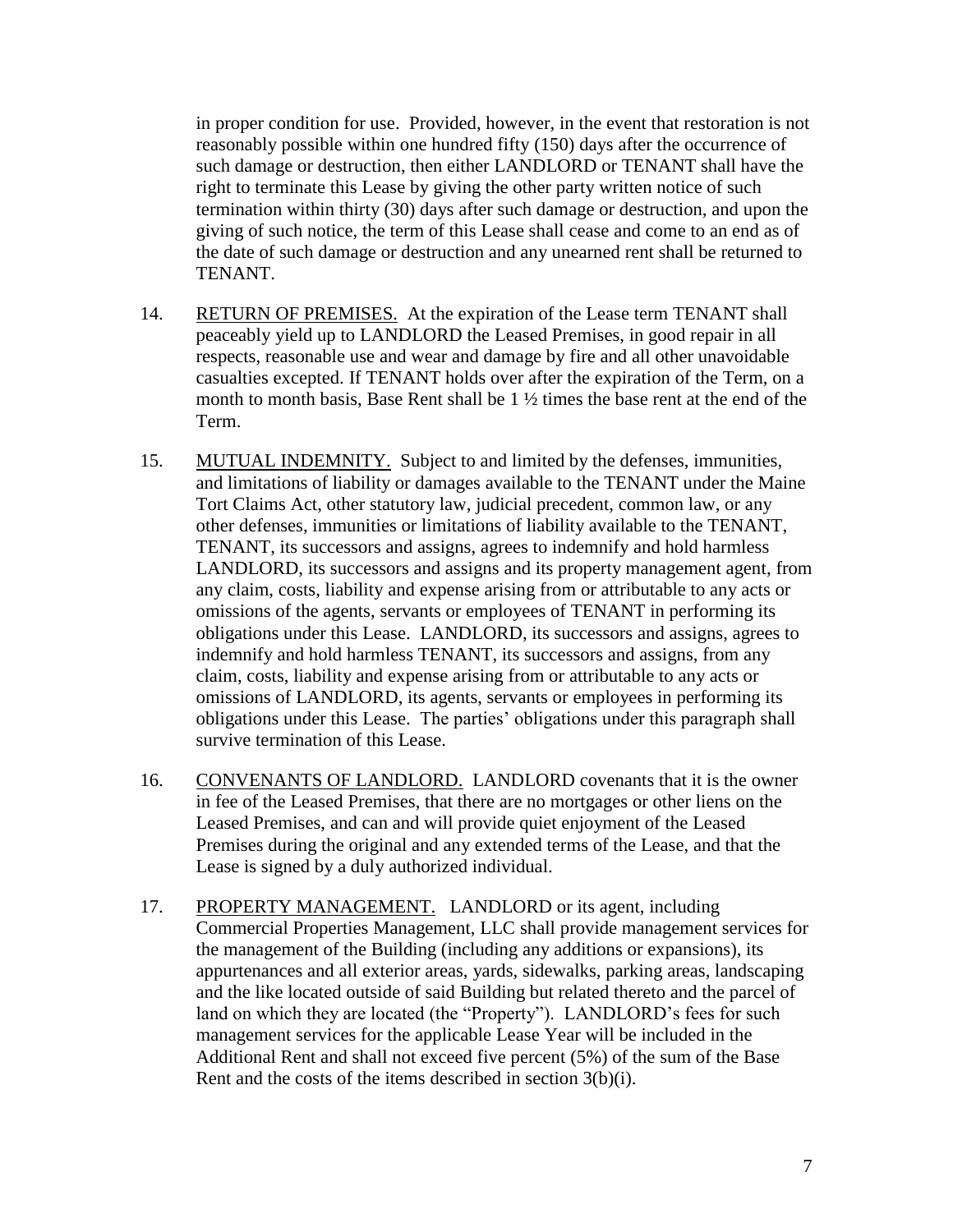in proper condition for use. Provided, however, in the event that restoration is not reasonably possible within one hundred fifty (150) days after the occurrence of such damage or destruction, then either LANDLORD or TENANT shall have the right to terminate this Lease by giving the other party written notice of such termination within thirty (30) days after such damage or destruction, and upon the giving of such notice, the term of this Lease shall cease and come to an end as of the date of such damage or destruction and any unearned rent shall be returned to TENANT.

14. RETURN OF PREMISES. At the expiration of the Lease term TENANT shall peaceably yield up to LANDLORD the Leased Premises, in good repair in all respects, reasonable use and wear and damage by fire and all other unavoidable casualties excepted. If TENANT holds over after the expiration of the Term, on a month to month basis, Base Rent shall be 1 ½ times the base rent at the end of the Term.

15. MUTUAL INDEMNITY. Subject to and limited by the defenses, immunities, and limitations of liability or damages available to the TENANT under the Maine Tort Claims Act, other statutory law, judicial precedent, common law, or any other defenses, immunities or limitations of liability available to the TENANT, TENANT, its successors and assigns, agrees to indemnify and hold harmless LANDLORD, its successors and assigns and its property management agent, from any claim, costs, liability and expense arising from or attributable to any acts or omissions of the agents, servants or employees of TENANT in performing its obligations under this Lease. LANDLORD, its successors and assigns, agrees to indemnify and hold harmless TENANT, its successors and assigns, from any claim, costs, liability and expense arising from or attributable to any acts or omissions of LANDLORD, its agents, servants or employees in performing its obligations under this Lease. The parties' obligations under this paragraph shall survive termination of this Lease.

16. CONVENANTS OF LANDLORD. LANDLORD covenants that it is the owner in fee of the Leased Premises, that there are no mortgages or other liens on the Leased Premises, and can and will provide quiet enjoyment of the Leased Premises during the original and any extended terms of the Lease, and that the Lease is signed by a duly authorized individual.

17. PROPERTY MANAGEMENT. LANDLORD or its agent, including Commercial Properties Management, LLC shall provide management services for the management of the Building (including any additions or expansions), its appurtenances and all exterior areas, yards, sidewalks, parking areas, landscaping and the like located outside of said Building but related thereto and the parcel of land on which they are located (the "Property"). LANDLORD's fees for such management services for the applicable Lease Year will be included in the Additional Rent and shall not exceed five percent (5%) of the sum of the Base Rent and the costs of the items described in section 3(b)(i).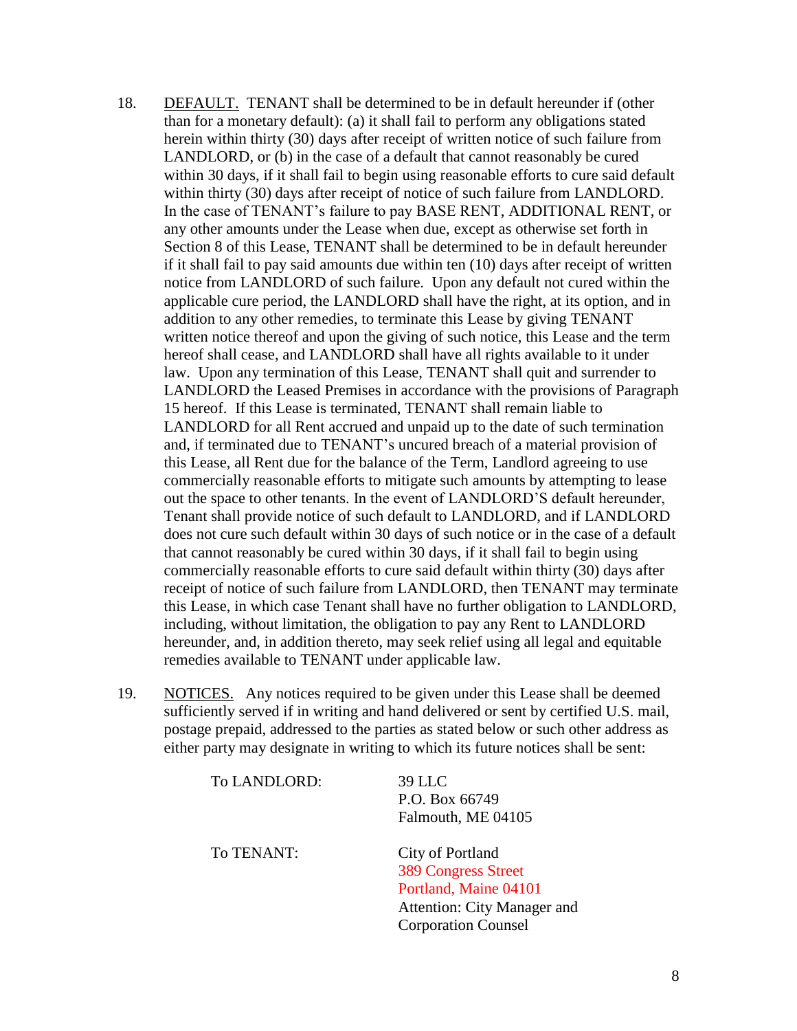18. <u>DEFAULT.</u> TENANT shall be determined to be in default hereunder if (other than for a monetary default): (a) it shall fail to perform any obligations stated herein within thirty (30) days after receipt of written notice of such failure from LANDLORD, or (b) in the case of a default that cannot reasonably be cured within 30 days, if it shall fail to begin using reasonable efforts to cure said default within thirty (30) days after receipt of notice of such failure from LANDLORD. In the case of TENANT's failure to pay BASE RENT, ADDITIONAL RENT, or any other amounts under the Lease when due, except as otherwise set forth in Section 8 of this Lease, TENANT shall be determined to be in default hereunder if it shall fail to pay said amounts due within ten (10) days after receipt of written notice from LANDLORD of such failure. Upon any default not cured within the applicable cure period, the LANDLORD shall have the right, at its option, and in addition to any other remedies, to terminate this Lease by giving TENANT written notice thereof and upon the giving of such notice, this Lease and the term hereof shall cease, and LANDLORD shall have all rights available to it under law. Upon any termination of this Lease, TENANT shall quit and surrender to LANDLORD the Leased Premises in accordance with the provisions of Paragraph 15 hereof. If this Lease is terminated, TENANT shall remain liable to LANDLORD for all Rent accrued and unpaid up to the date of such termination and, if terminated due to TENANT's uncured breach of a material provision of this Lease, all Rent due for the balance of the Term, Landlord agreeing to use commercially reasonable efforts to mitigate such amounts by attempting to lease out the space to other tenants. In the event of LANDLORD'S default hereunder, Tenant shall provide notice of such default to LANDLORD, and if LANDLORD does not cure such default within 30 days of such notice or in the case of a default that cannot reasonably be cured within 30 days, if it shall fail to begin using commercially reasonable efforts to cure said default within thirty (30) days after receipt of notice of such failure from LANDLORD, then TENANT may terminate this Lease, in which case Tenant shall have no further obligation to LANDLORD, including, without limitation, the obligation to pay any Rent to LANDLORD hereunder, and, in addition thereto, may seek relief using all legal and equitable remedies available to TENANT under applicable law.

19. <u>NOTICES.</u> Any notices required to be given under this Lease shall be deemed sufficiently served if in writing and hand delivered or sent by certified U.S. mail, postage prepaid, addressed to the parties as stated below or such other address as either party may designate in writing to which its future notices shall be sent:

| | |
|---|---|
| To LANDLORD: | 39 LLC<br>P.O. Box 66749<br>Falmouth, ME 04105 |
| To TENANT: | City of Portland<br>389 Congress Street<br>Portland, Maine 04101<br>Attention: City Manager and Corporation Counsel |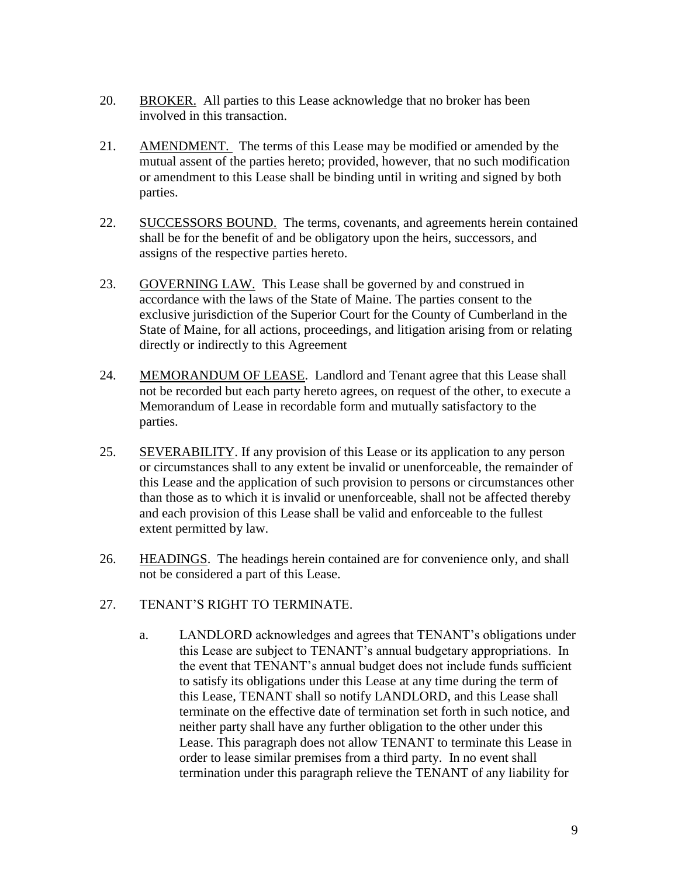20. BROKER. All parties to this Lease acknowledge that no broker has been involved in this transaction.

21. AMENDMENT. The terms of this Lease may be modified or amended by the mutual assent of the parties hereto; provided, however, that no such modification or amendment to this Lease shall be binding until in writing and signed by both parties.

22. SUCCESSORS BOUND. The terms, covenants, and agreements herein contained shall be for the benefit of and be obligatory upon the heirs, successors, and assigns of the respective parties hereto.

23. GOVERNING LAW. This Lease shall be governed by and construed in accordance with the laws of the State of Maine. The parties consent to the exclusive jurisdiction of the Superior Court for the County of Cumberland in the State of Maine, for all actions, proceedings, and litigation arising from or relating directly or indirectly to this Agreement

24. MEMORANDUM OF LEASE. Landlord and Tenant agree that this Lease shall not be recorded but each party hereto agrees, on request of the other, to execute a Memorandum of Lease in recordable form and mutually satisfactory to the parties.

25. SEVERABILITY. If any provision of this Lease or its application to any person or circumstances shall to any extent be invalid or unenforceable, the remainder of this Lease and the application of such provision to persons or circumstances other than those as to which it is invalid or unenforceable, shall not be affected thereby and each provision of this Lease shall be valid and enforceable to the fullest extent permitted by law.

26. HEADINGS. The headings herein contained are for convenience only, and shall not be considered a part of this Lease.

27. TENANT'S RIGHT TO TERMINATE.

    a. LANDLORD acknowledges and agrees that TENANT's obligations under this Lease are subject to TENANT's annual budgetary appropriations. In the event that TENANT's annual budget does not include funds sufficient to satisfy its obligations under this Lease at any time during the term of this Lease, TENANT shall so notify LANDLORD, and this Lease shall terminate on the effective date of termination set forth in such notice, and neither party shall have any further obligation to the other under this Lease. This paragraph does not allow TENANT to terminate this Lease in order to lease similar premises from a third party. In no event shall termination under this paragraph relieve the TENANT of any liability for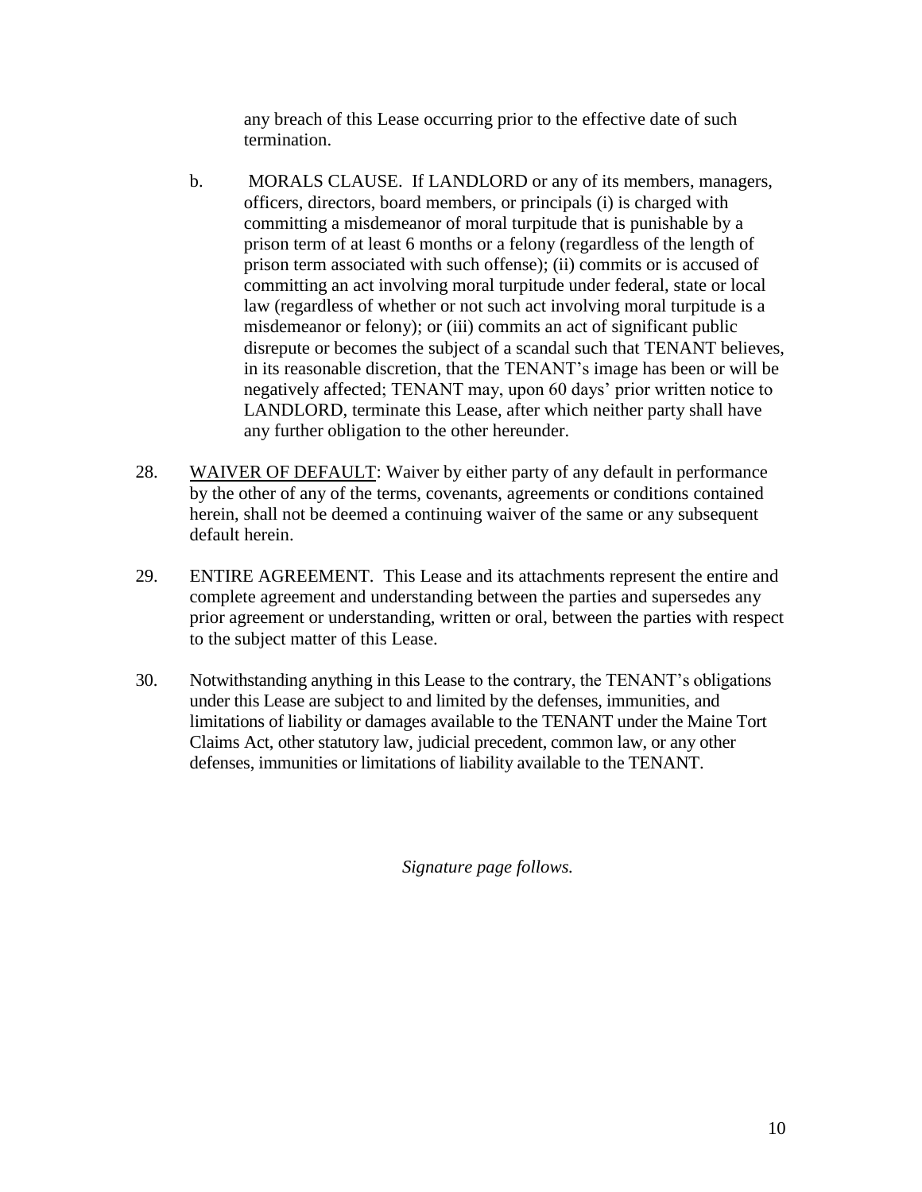any breach of this Lease occurring prior to the effective date of such termination.

b. MORALS CLAUSE. If LANDLORD or any of its members, managers, officers, directors, board members, or principals (i) is charged with committing a misdemeanor of moral turpitude that is punishable by a prison term of at least 6 months or a felony (regardless of the length of prison term associated with such offense); (ii) commits or is accused of committing an act involving moral turpitude under federal, state or local law (regardless of whether or not such act involving moral turpitude is a misdemeanor or felony); or (iii) commits an act of significant public disrepute or becomes the subject of a scandal such that TENANT believes, in its reasonable discretion, that the TENANT's image has been or will be negatively affected; TENANT may, upon 60 days' prior written notice to LANDLORD, terminate this Lease, after which neither party shall have any further obligation to the other hereunder.

28. <u>WAIVER OF DEFAULT</u>: Waiver by either party of any default in performance by the other of any of the terms, covenants, agreements or conditions contained herein, shall not be deemed a continuing waiver of the same or any subsequent default herein.

29. ENTIRE AGREEMENT. This Lease and its attachments represent the entire and complete agreement and understanding between the parties and supersedes any prior agreement or understanding, written or oral, between the parties with respect to the subject matter of this Lease.

30. Notwithstanding anything in this Lease to the contrary, the TENANT's obligations under this Lease are subject to and limited by the defenses, immunities, and limitations of liability or damages available to the TENANT under the Maine Tort Claims Act, other statutory law, judicial precedent, common law, or any other defenses, immunities or limitations of liability available to the TENANT.

*Signature page follows.*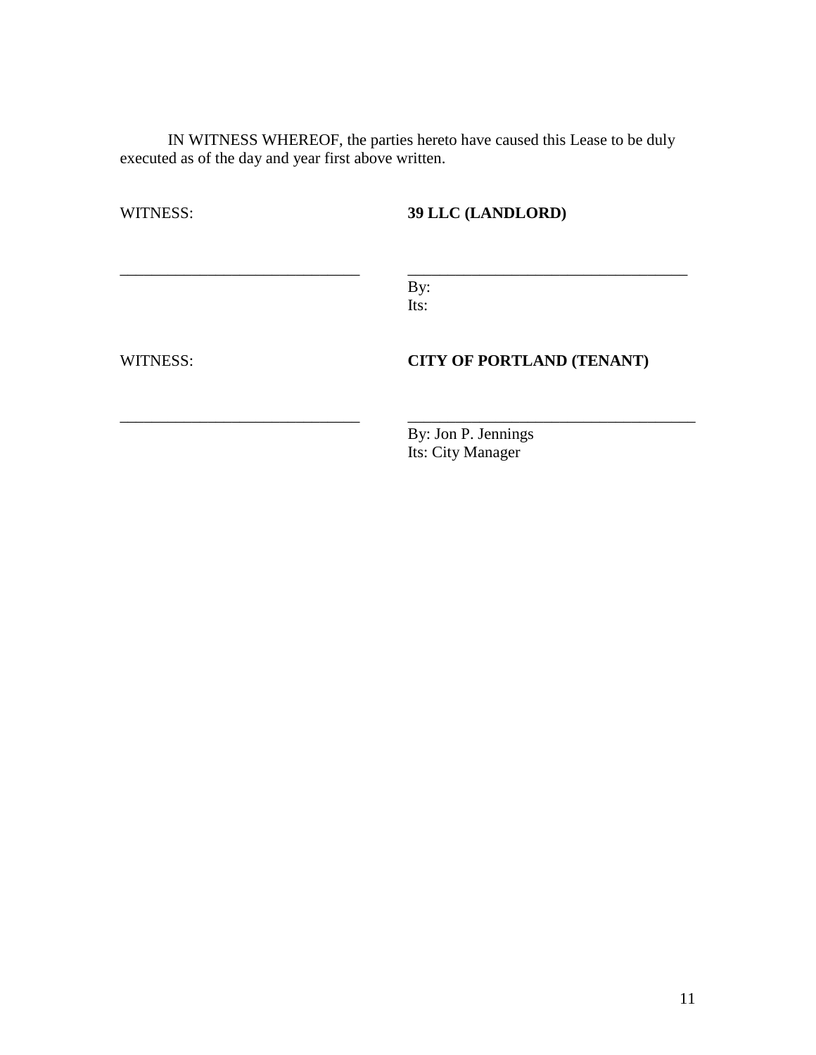IN WITNESS WHEREOF, the parties hereto have caused this Lease to be duly executed as of the day and year first above written.

WITNESS: **39 LLC (LANDLORD)**

_______________________________ _____________________________________
By:
Its:

WITNESS: **CITY OF PORTLAND (TENANT)**

_______________________________ _____________________________________
By: Jon P. Jennings
Its: City Manager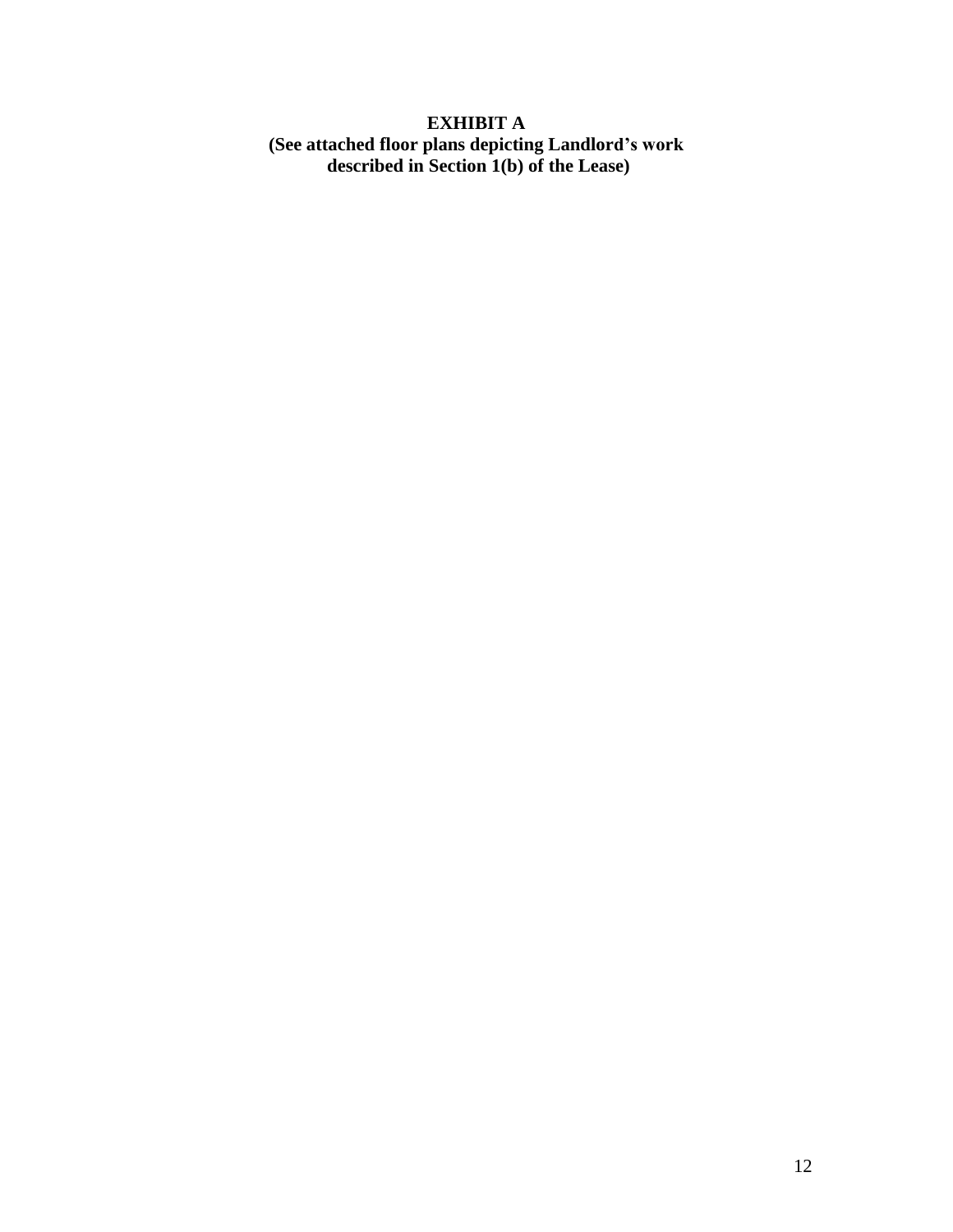**EXHIBIT A**

**(See attached floor plans depicting Landlord's work described in Section 1(b) of the Lease)**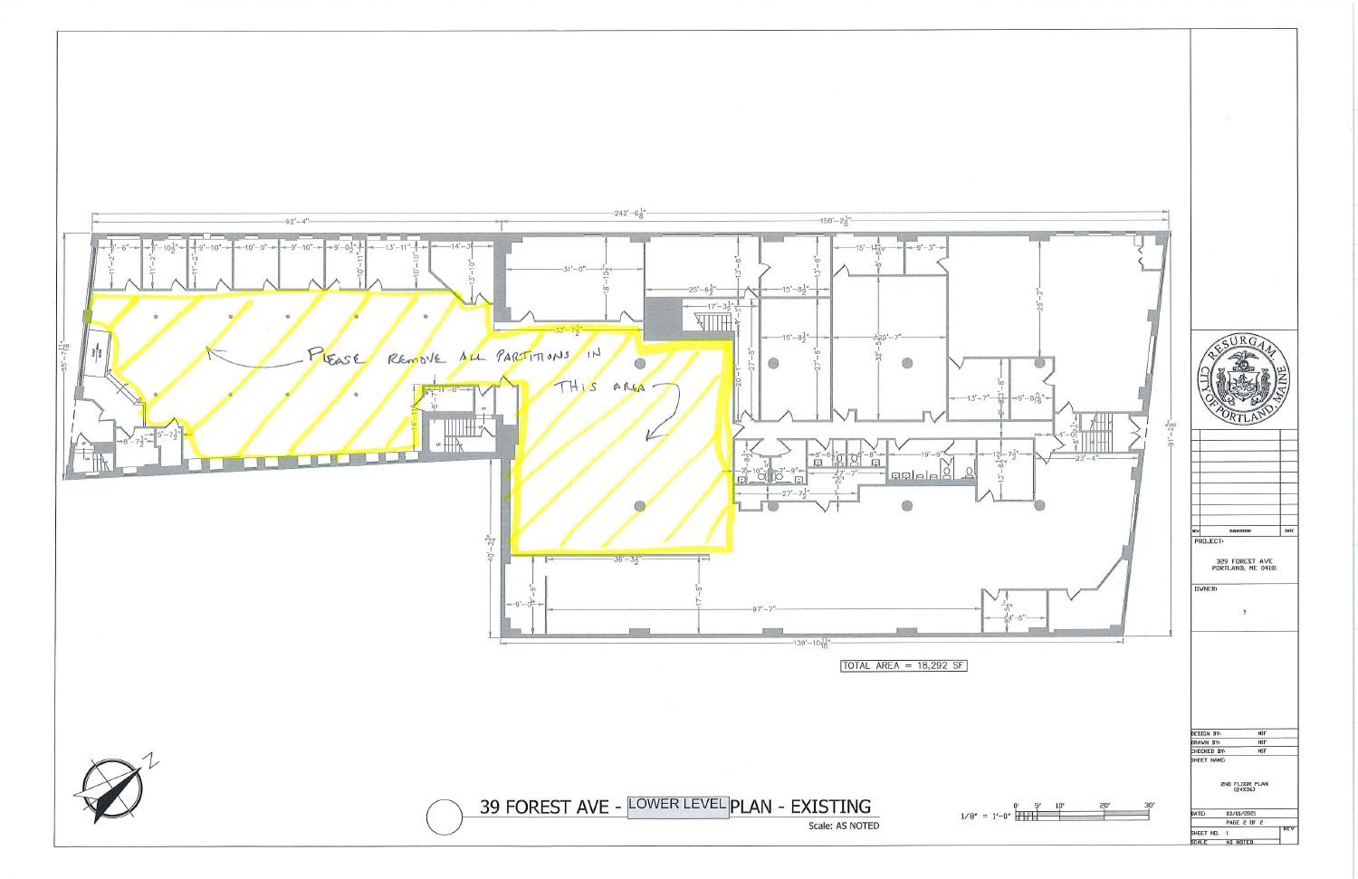# 39 FOREST AVE - LOWER LEVEL PLAN - EXISTING

Scale: AS NOTED

1/8" = 1'-0"

PLEASE REMOVE ALL PARTITIONS IN THIS AREA

TOTAL AREA = 18,292 SF

PROJECT: 329 FOREST AVE PORTLAND, ME 04101

OWNER: ?

DESIGN BY: MDF
DRAWN BY: MDF
CHECKED BY: MDF

SHEET NAME: 2ND FLOOR PLAN (24X36)

DATE: 03/01/2021

PAGE 2 OF 2

SHEET NO. 1

SCALE: AS NOTED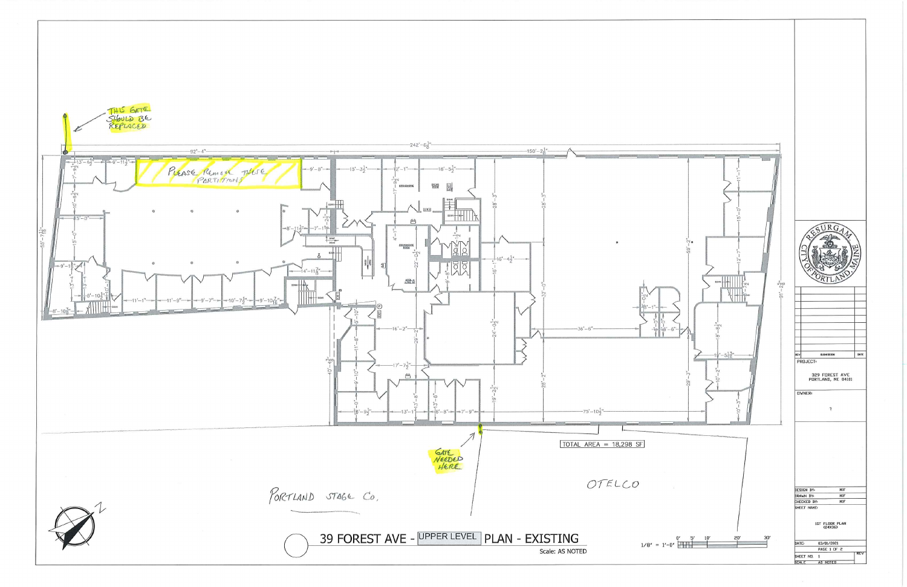THIS GATE SHOULD BE REPLACED

PLEASE REMOVE THESE PARTITIONS

GATE NEEDED HERE

PORTLAND STAGE Co.

OTELCO

TOTAL AREA = 18,298 SF

# 39 FOREST AVE - UPPER LEVEL PLAN - EXISTING

Scale: AS NOTED

1/8" = 1'-0"

PROJECT: 329 FOREST AVE PORTLAND, ME 04101

OWNER: ?

DESIGN BY: MIF

DRAWN BY: MIF

CHECKED BY: MIF

SHEET NAME: 1ST FLOOR PLAN (24X36)

DATE: 03/01/2021

PAGE 1 OF 2

SHEET NO. 1

SCALE: AS NOTED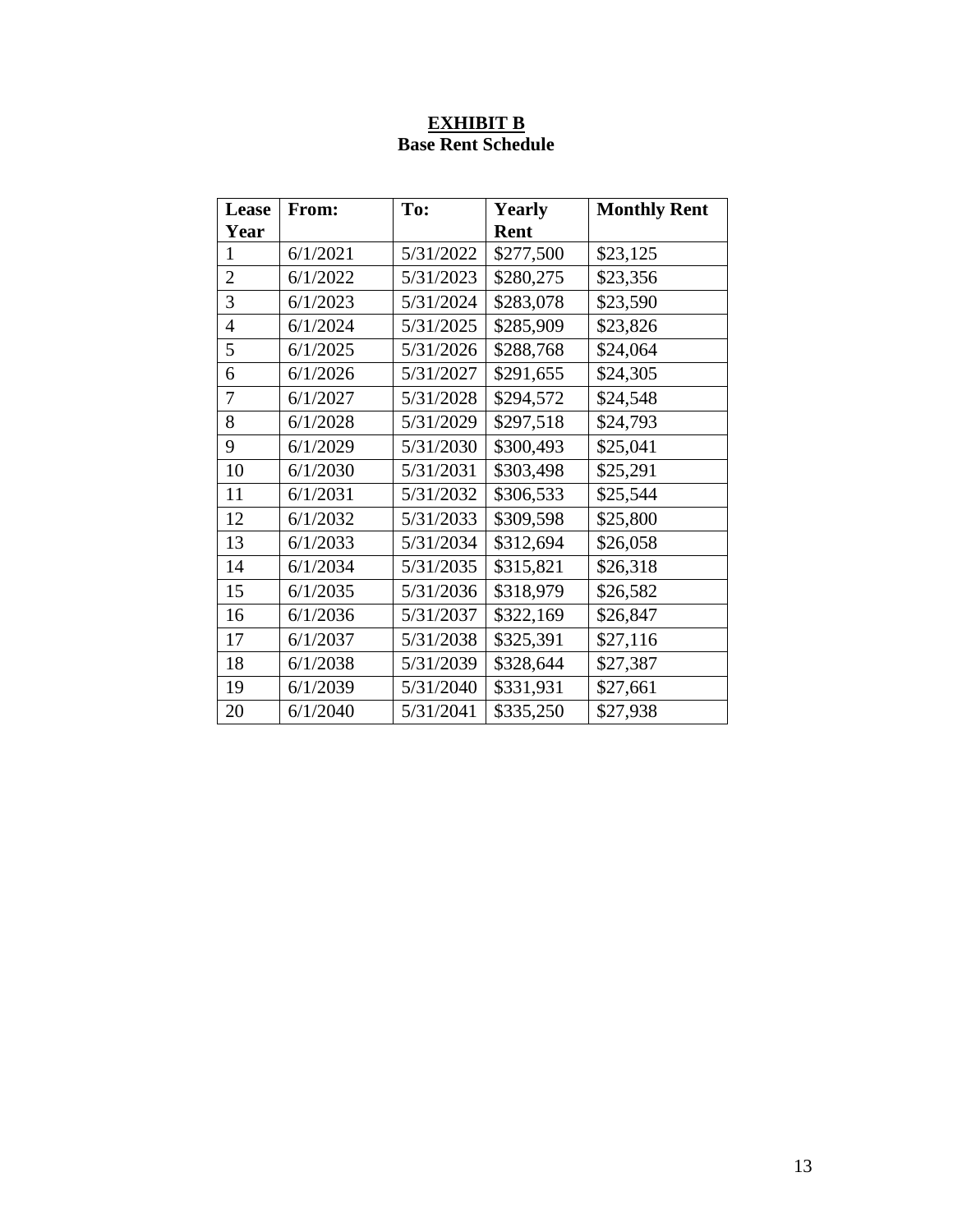**<u>EXHIBIT B</u>**
**Base Rent Schedule**

| Lease Year | From: | To: | Yearly Rent | Monthly Rent |
|---|---|---|---|---|
| 1 | 6/1/2021 | 5/31/2022 | $277,500 | $23,125 |
| 2 | 6/1/2022 | 5/31/2023 | $280,275 | $23,356 |
| 3 | 6/1/2023 | 5/31/2024 | $283,078 | $23,590 |
| 4 | 6/1/2024 | 5/31/2025 | $285,909 | $23,826 |
| 5 | 6/1/2025 | 5/31/2026 | $288,768 | $24,064 |
| 6 | 6/1/2026 | 5/31/2027 | $291,655 | $24,305 |
| 7 | 6/1/2027 | 5/31/2028 | $294,572 | $24,548 |
| 8 | 6/1/2028 | 5/31/2029 | $297,518 | $24,793 |
| 9 | 6/1/2029 | 5/31/2030 | $300,493 | $25,041 |
| 10 | 6/1/2030 | 5/31/2031 | $303,498 | $25,291 |
| 11 | 6/1/2031 | 5/31/2032 | $306,533 | $25,544 |
| 12 | 6/1/2032 | 5/31/2033 | $309,598 | $25,800 |
| 13 | 6/1/2033 | 5/31/2034 | $312,694 | $26,058 |
| 14 | 6/1/2034 | 5/31/2035 | $315,821 | $26,318 |
| 15 | 6/1/2035 | 5/31/2036 | $318,979 | $26,582 |
| 16 | 6/1/2036 | 5/31/2037 | $322,169 | $26,847 |
| 17 | 6/1/2037 | 5/31/2038 | $325,391 | $27,116 |
| 18 | 6/1/2038 | 5/31/2039 | $328,644 | $27,387 |
| 19 | 6/1/2039 | 5/31/2040 | $331,931 | $27,661 |
| 20 | 6/1/2040 | 5/31/2041 | $335,250 | $27,938 |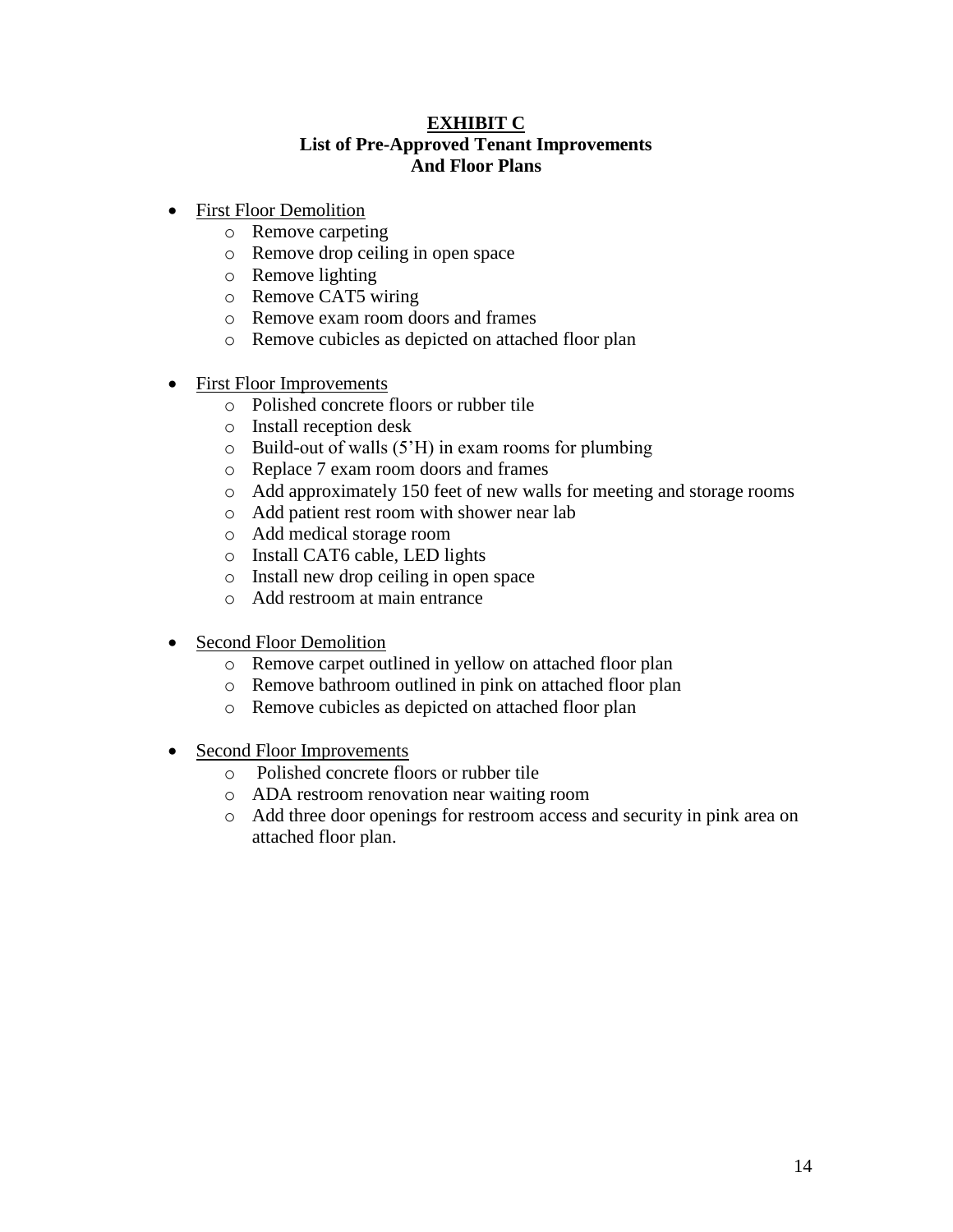# EXHIBIT C

**List of Pre-Approved Tenant Improvements And Floor Plans**

- First Floor Demolition
  - Remove carpeting
  - Remove drop ceiling in open space
  - Remove lighting
  - Remove CAT5 wiring
  - Remove exam room doors and frames
  - Remove cubicles as depicted on attached floor plan

- First Floor Improvements
  - Polished concrete floors or rubber tile
  - Install reception desk
  - Build-out of walls (5'H) in exam rooms for plumbing
  - Replace 7 exam room doors and frames
  - Add approximately 150 feet of new walls for meeting and storage rooms
  - Add patient rest room with shower near lab
  - Add medical storage room
  - Install CAT6 cable, LED lights
  - Install new drop ceiling in open space
  - Add restroom at main entrance

- Second Floor Demolition
  - Remove carpet outlined in yellow on attached floor plan
  - Remove bathroom outlined in pink on attached floor plan
  - Remove cubicles as depicted on attached floor plan

- Second Floor Improvements
  - Polished concrete floors or rubber tile
  - ADA restroom renovation near waiting room
  - Add three door openings for restroom access and security in pink area on attached floor plan.